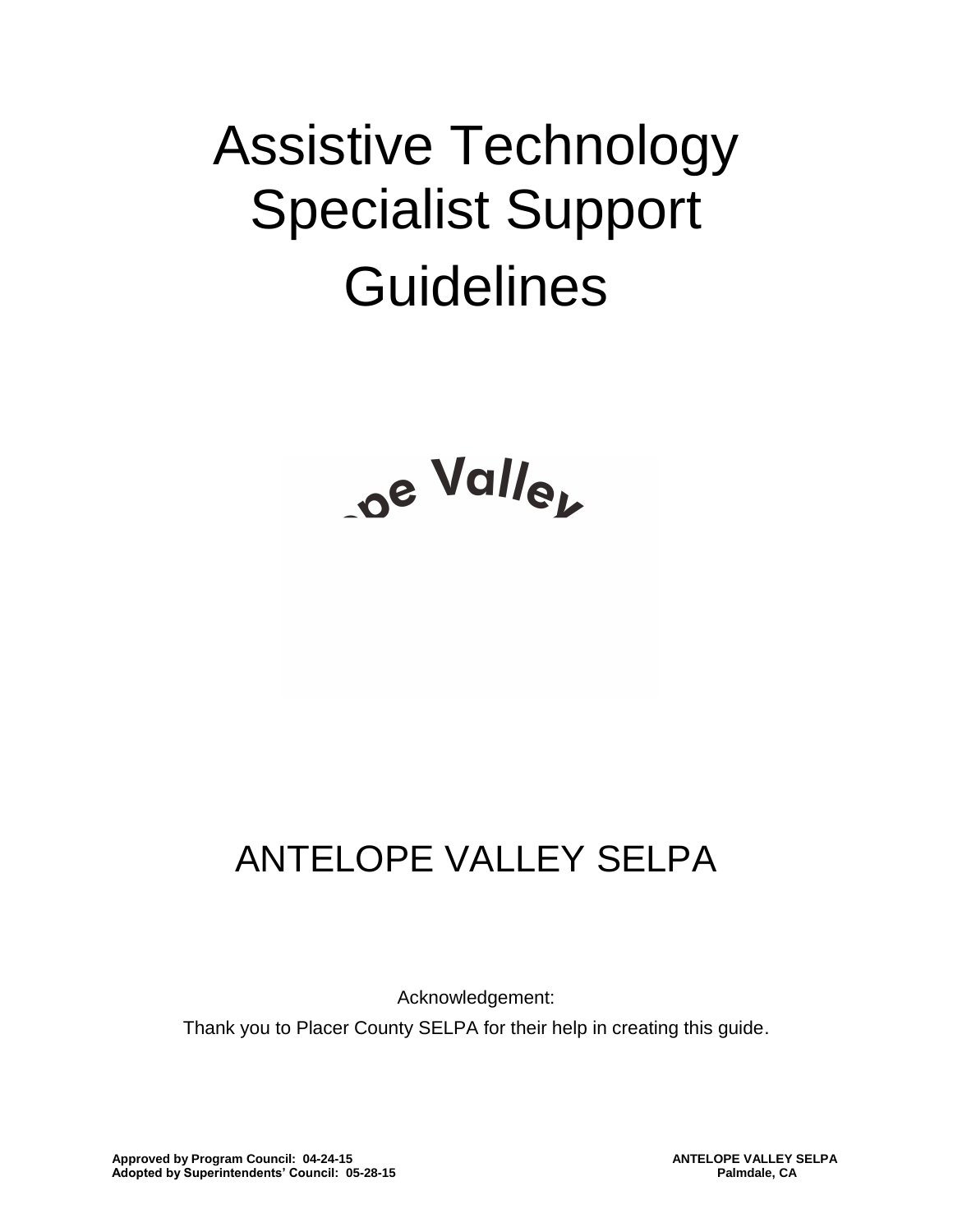# Assistive Technology Specialist Support Guidelines

ANTELOPE VALLEY SELPA

Acknowledgement:

Thank you to Placer County SELPA for their help in creating this guide.

**Approved by Program Council: 04-24-15**
**Adopted by Superintendents' Council: 05-28-15**

**ANTELOPE VALLEY SELPA**
**Palmdale, CA**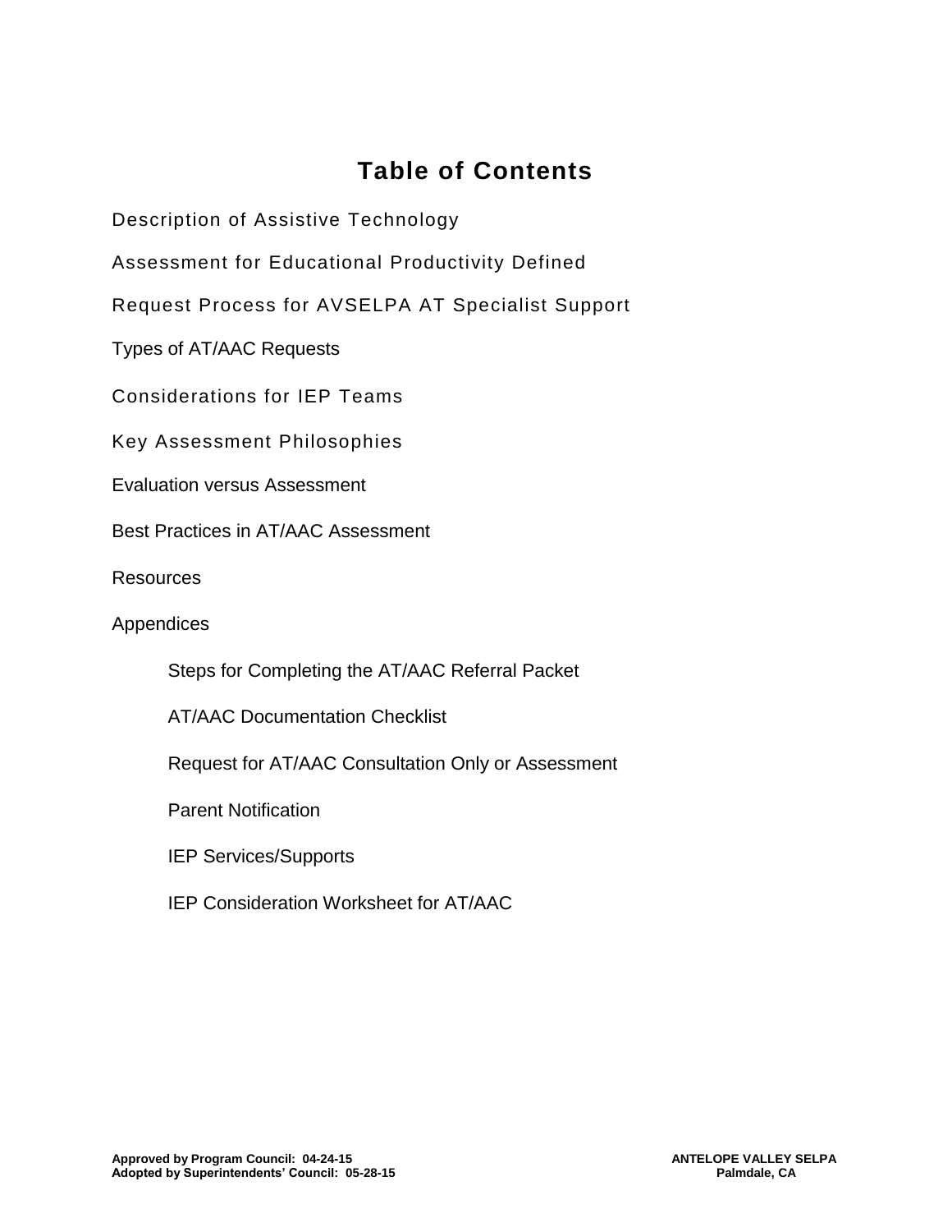# Table of Contents

Description of Assistive Technology

Assessment for Educational Productivity Defined

Request Process for AVSELPA AT Specialist Support

Types of AT/AAC Requests

Considerations for IEP Teams

Key Assessment Philosophies

Evaluation versus Assessment

Best Practices in AT/AAC Assessment

Resources

Appendices

- Steps for Completing the AT/AAC Referral Packet
- AT/AAC Documentation Checklist
- Request for AT/AAC Consultation Only or Assessment
- Parent Notification
- IEP Services/Supports
- IEP Consideration Worksheet for AT/AAC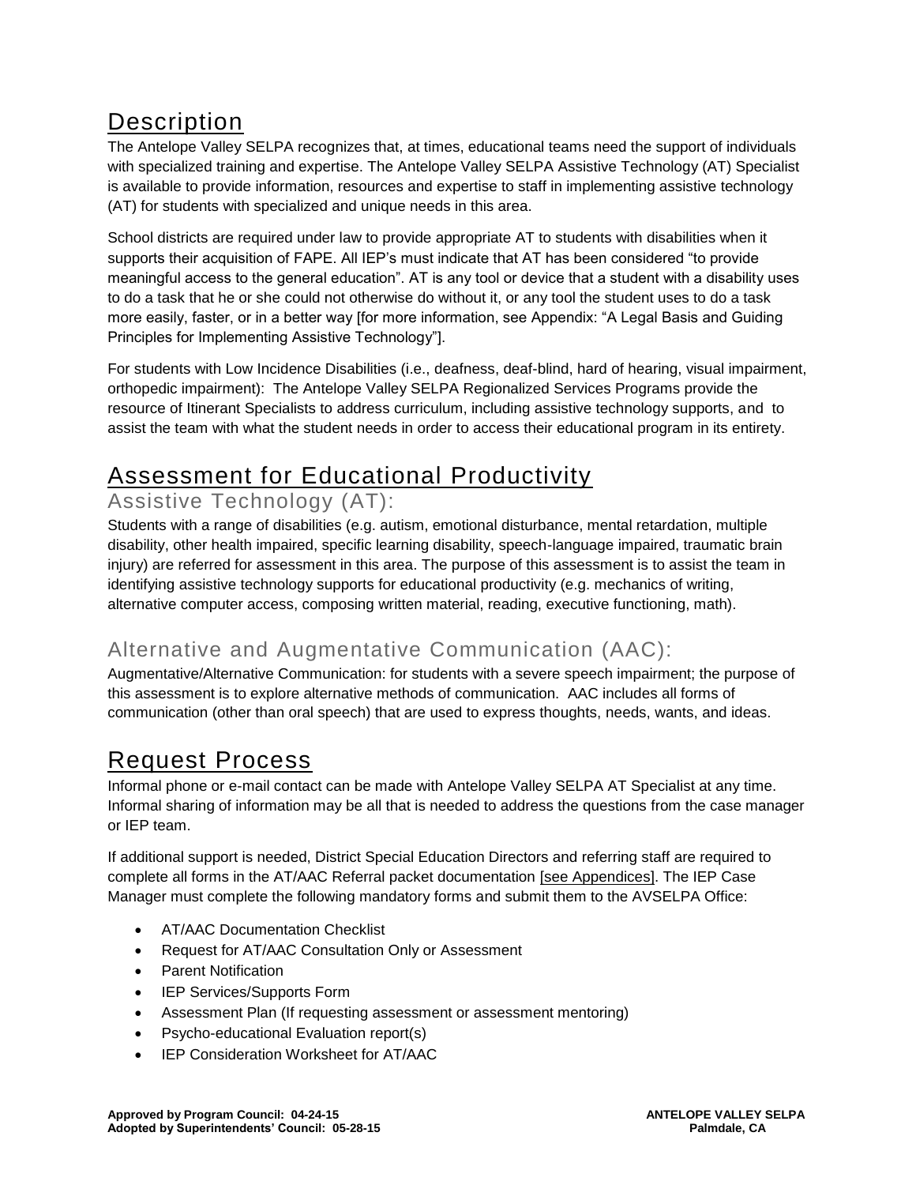## Description

The Antelope Valley SELPA recognizes that, at times, educational teams need the support of individuals with specialized training and expertise. The Antelope Valley SELPA Assistive Technology (AT) Specialist is available to provide information, resources and expertise to staff in implementing assistive technology (AT) for students with specialized and unique needs in this area.

School districts are required under law to provide appropriate AT to students with disabilities when it supports their acquisition of FAPE. All IEP's must indicate that AT has been considered "to provide meaningful access to the general education". AT is any tool or device that a student with a disability uses to do a task that he or she could not otherwise do without it, or any tool the student uses to do a task more easily, faster, or in a better way [for more information, see Appendix: "A Legal Basis and Guiding Principles for Implementing Assistive Technology"].

For students with Low Incidence Disabilities (i.e., deafness, deaf-blind, hard of hearing, visual impairment, orthopedic impairment): The Antelope Valley SELPA Regionalized Services Programs provide the resource of Itinerant Specialists to address curriculum, including assistive technology supports, and to assist the team with what the student needs in order to access their educational program in its entirety.

## Assessment for Educational Productivity

### Assistive Technology (AT):

Students with a range of disabilities (e.g. autism, emotional disturbance, mental retardation, multiple disability, other health impaired, specific learning disability, speech-language impaired, traumatic brain injury) are referred for assessment in this area. The purpose of this assessment is to assist the team in identifying assistive technology supports for educational productivity (e.g. mechanics of writing, alternative computer access, composing written material, reading, executive functioning, math).

### Alternative and Augmentative Communication (AAC):

Augmentative/Alternative Communication: for students with a severe speech impairment; the purpose of this assessment is to explore alternative methods of communication. AAC includes all forms of communication (other than oral speech) that are used to express thoughts, needs, wants, and ideas.

## Request Process

Informal phone or e-mail contact can be made with Antelope Valley SELPA AT Specialist at any time. Informal sharing of information may be all that is needed to address the questions from the case manager or IEP team.

If additional support is needed, District Special Education Directors and referring staff are required to complete all forms in the AT/AAC Referral packet documentation [see Appendices]. The IEP Case Manager must complete the following mandatory forms and submit them to the AVSELPA Office:

- AT/AAC Documentation Checklist
- Request for AT/AAC Consultation Only or Assessment
- Parent Notification
- IEP Services/Supports Form
- Assessment Plan (If requesting assessment or assessment mentoring)
- Psycho-educational Evaluation report(s)
- IEP Consideration Worksheet for AT/AAC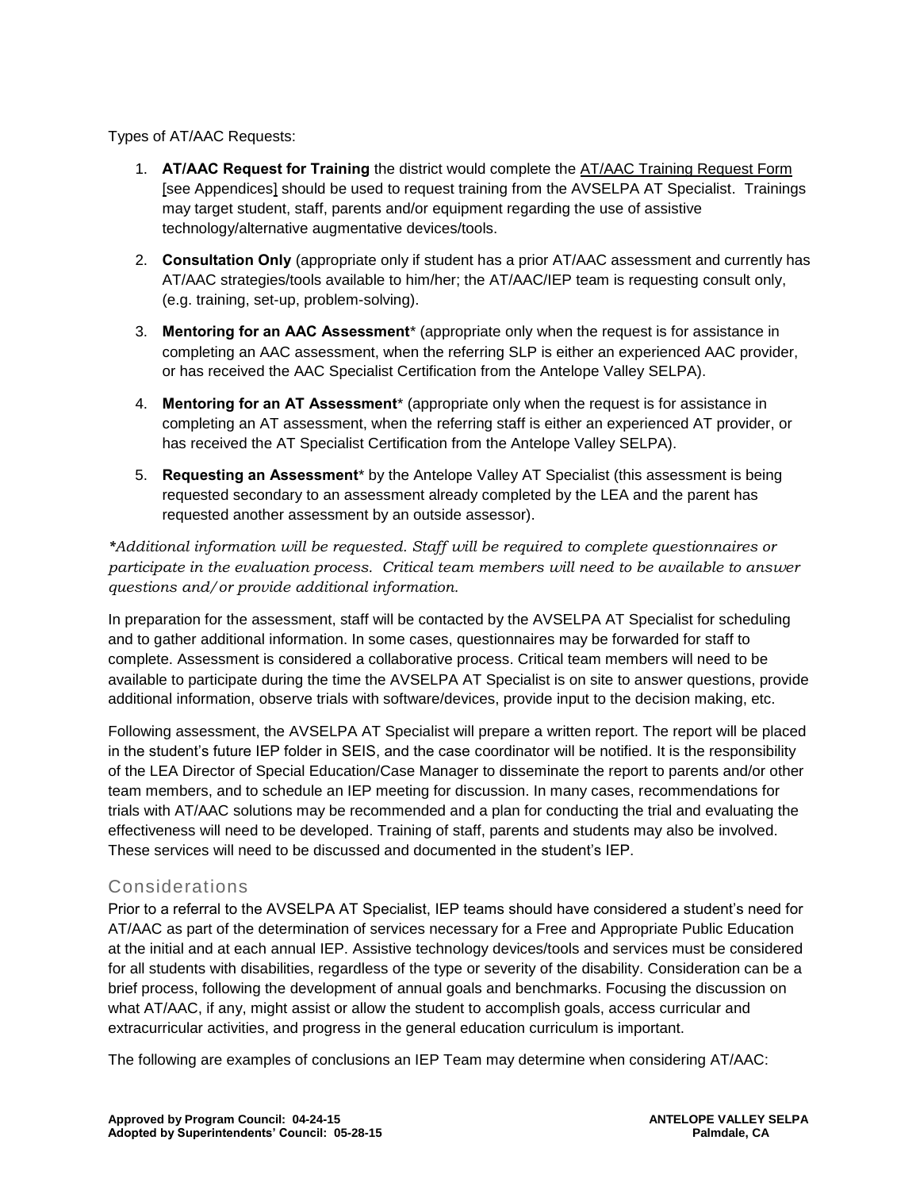Types of AT/AAC Requests:

1. **AT/AAC Request for Training** the district would complete the AT/AAC Training Request Form [see Appendices] should be used to request training from the AVSELPA AT Specialist. Trainings may target student, staff, parents and/or equipment regarding the use of assistive technology/alternative augmentative devices/tools.

2. **Consultation Only** (appropriate only if student has a prior AT/AAC assessment and currently has AT/AAC strategies/tools available to him/her; the AT/AAC/IEP team is requesting consult only, (e.g. training, set-up, problem-solving).

3. **Mentoring for an AAC Assessment*** (appropriate only when the request is for assistance in completing an AAC assessment, when the referring SLP is either an experienced AAC provider, or has received the AAC Specialist Certification from the Antelope Valley SELPA).

4. **Mentoring for an AT Assessment*** (appropriate only when the request is for assistance in completing an AT assessment, when the referring staff is either an experienced AT provider, or has received the AT Specialist Certification from the Antelope Valley SELPA).

5. **Requesting an Assessment*** by the Antelope Valley AT Specialist (this assessment is being requested secondary to an assessment already completed by the LEA and the parent has requested another assessment by an outside assessor).

*\*Additional information will be requested. Staff will be required to complete questionnaires or participate in the evaluation process. Critical team members will need to be available to answer questions and/or provide additional information.*

In preparation for the assessment, staff will be contacted by the AVSELPA AT Specialist for scheduling and to gather additional information. In some cases, questionnaires may be forwarded for staff to complete. Assessment is considered a collaborative process. Critical team members will need to be available to participate during the time the AVSELPA AT Specialist is on site to answer questions, provide additional information, observe trials with software/devices, provide input to the decision making, etc.

Following assessment, the AVSELPA AT Specialist will prepare a written report. The report will be placed in the student's future IEP folder in SEIS, and the case coordinator will be notified. It is the responsibility of the LEA Director of Special Education/Case Manager to disseminate the report to parents and/or other team members, and to schedule an IEP meeting for discussion. In many cases, recommendations for trials with AT/AAC solutions may be recommended and a plan for conducting the trial and evaluating the effectiveness will need to be developed. Training of staff, parents and students may also be involved. These services will need to be discussed and documented in the student's IEP.

## Considerations

Prior to a referral to the AVSELPA AT Specialist, IEP teams should have considered a student's need for AT/AAC as part of the determination of services necessary for a Free and Appropriate Public Education at the initial and at each annual IEP. Assistive technology devices/tools and services must be considered for all students with disabilities, regardless of the type or severity of the disability. Consideration can be a brief process, following the development of annual goals and benchmarks. Focusing the discussion on what AT/AAC, if any, might assist or allow the student to accomplish goals, access curricular and extracurricular activities, and progress in the general education curriculum is important.

The following are examples of conclusions an IEP Team may determine when considering AT/AAC: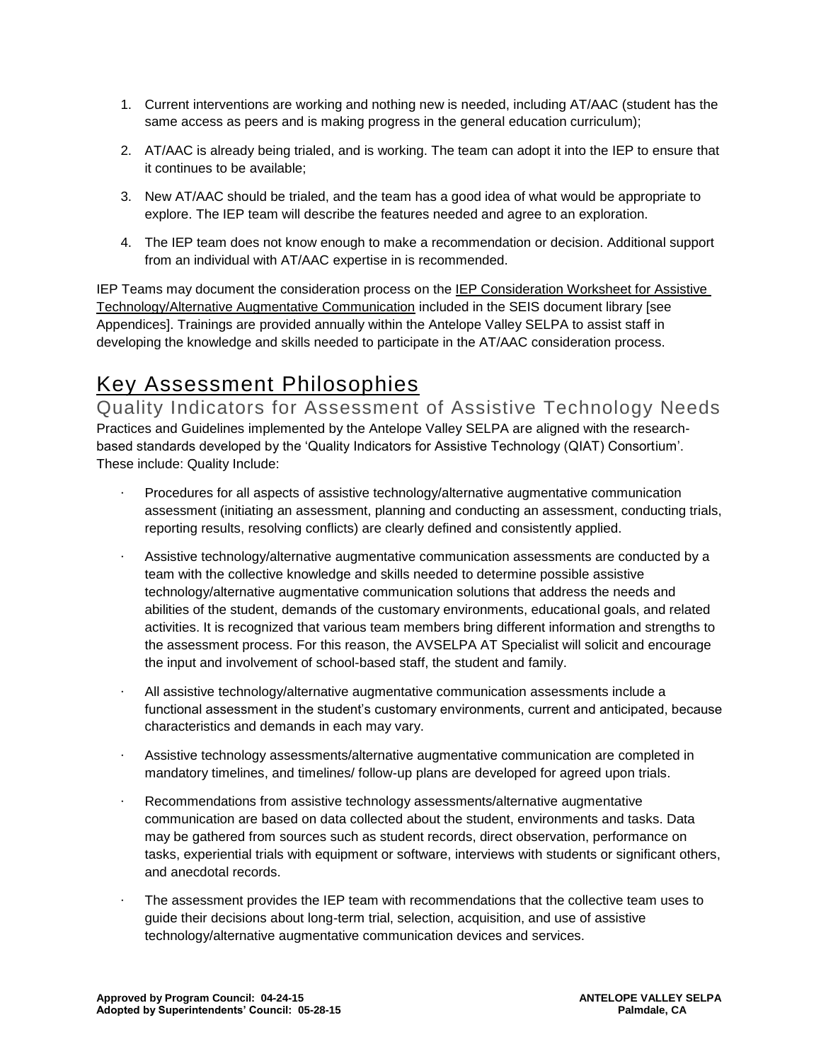1. Current interventions are working and nothing new is needed, including AT/AAC (student has the same access as peers and is making progress in the general education curriculum);

2. AT/AAC is already being trialed, and is working. The team can adopt it into the IEP to ensure that it continues to be available;

3. New AT/AAC should be trialed, and the team has a good idea of what would be appropriate to explore. The IEP team will describe the features needed and agree to an exploration.

4. The IEP team does not know enough to make a recommendation or decision. Additional support from an individual with AT/AAC expertise in is recommended.

IEP Teams may document the consideration process on the IEP Consideration Worksheet for Assistive Technology/Alternative Augmentative Communication included in the SEIS document library [see Appendices]. Trainings are provided annually within the Antelope Valley SELPA to assist staff in developing the knowledge and skills needed to participate in the AT/AAC consideration process.

# Key Assessment Philosophies

## Quality Indicators for Assessment of Assistive Technology Needs

Practices and Guidelines implemented by the Antelope Valley SELPA are aligned with the research-based standards developed by the 'Quality Indicators for Assistive Technology (QIAT) Consortium'. These include: Quality Include:

- Procedures for all aspects of assistive technology/alternative augmentative communication assessment (initiating an assessment, planning and conducting an assessment, conducting trials, reporting results, resolving conflicts) are clearly defined and consistently applied.

- Assistive technology/alternative augmentative communication assessments are conducted by a team with the collective knowledge and skills needed to determine possible assistive technology/alternative augmentative communication solutions that address the needs and abilities of the student, demands of the customary environments, educational goals, and related activities. It is recognized that various team members bring different information and strengths to the assessment process. For this reason, the AVSELPA AT Specialist will solicit and encourage the input and involvement of school-based staff, the student and family.

- All assistive technology/alternative augmentative communication assessments include a functional assessment in the student's customary environments, current and anticipated, because characteristics and demands in each may vary.

- Assistive technology assessments/alternative augmentative communication are completed in mandatory timelines, and timelines/ follow-up plans are developed for agreed upon trials.

- Recommendations from assistive technology assessments/alternative augmentative communication are based on data collected about the student, environments and tasks. Data may be gathered from sources such as student records, direct observation, performance on tasks, experiential trials with equipment or software, interviews with students or significant others, and anecdotal records.

- The assessment provides the IEP team with recommendations that the collective team uses to guide their decisions about long-term trial, selection, acquisition, and use of assistive technology/alternative augmentative communication devices and services.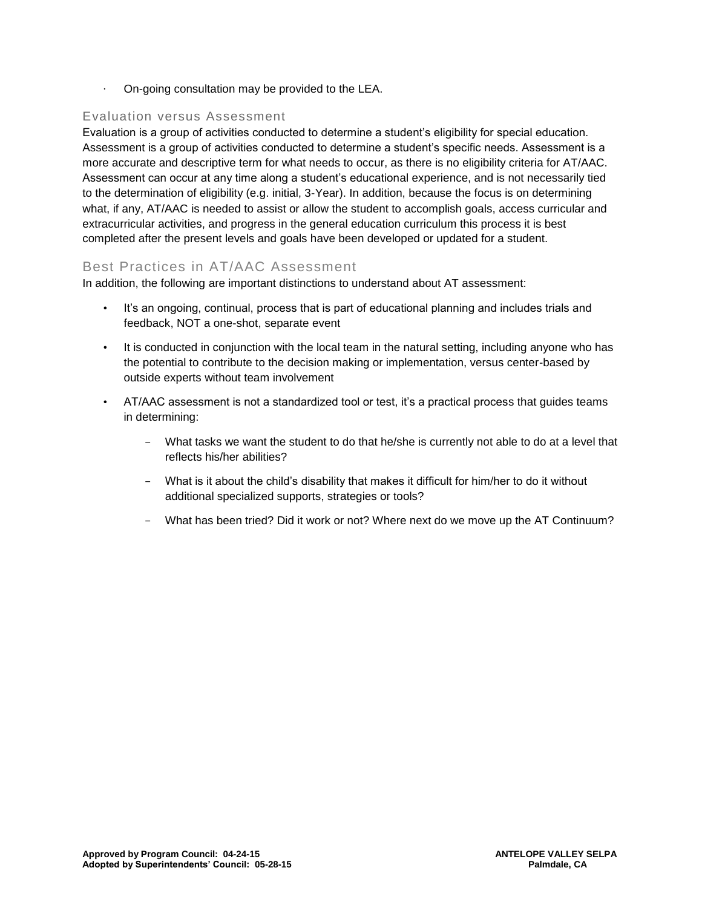- On-going consultation may be provided to the LEA.

## Evaluation versus Assessment

Evaluation is a group of activities conducted to determine a student's eligibility for special education. Assessment is a group of activities conducted to determine a student's specific needs. Assessment is a more accurate and descriptive term for what needs to occur, as there is no eligibility criteria for AT/AAC. Assessment can occur at any time along a student's educational experience, and is not necessarily tied to the determination of eligibility (e.g. initial, 3-Year). In addition, because the focus is on determining what, if any, AT/AAC is needed to assist or allow the student to accomplish goals, access curricular and extracurricular activities, and progress in the general education curriculum this process it is best completed after the present levels and goals have been developed or updated for a student.

## Best Practices in AT/AAC Assessment

In addition, the following are important distinctions to understand about AT assessment:

- It's an ongoing, continual, process that is part of educational planning and includes trials and feedback, NOT a one-shot, separate event
- It is conducted in conjunction with the local team in the natural setting, including anyone who has the potential to contribute to the decision making or implementation, versus center-based by outside experts without team involvement
- AT/AAC assessment is not a standardized tool or test, it's a practical process that guides teams in determining:
  - What tasks we want the student to do that he/she is currently not able to do at a level that reflects his/her abilities?
  - What is it about the child's disability that makes it difficult for him/her to do it without additional specialized supports, strategies or tools?
  - What has been tried? Did it work or not? Where next do we move up the AT Continuum?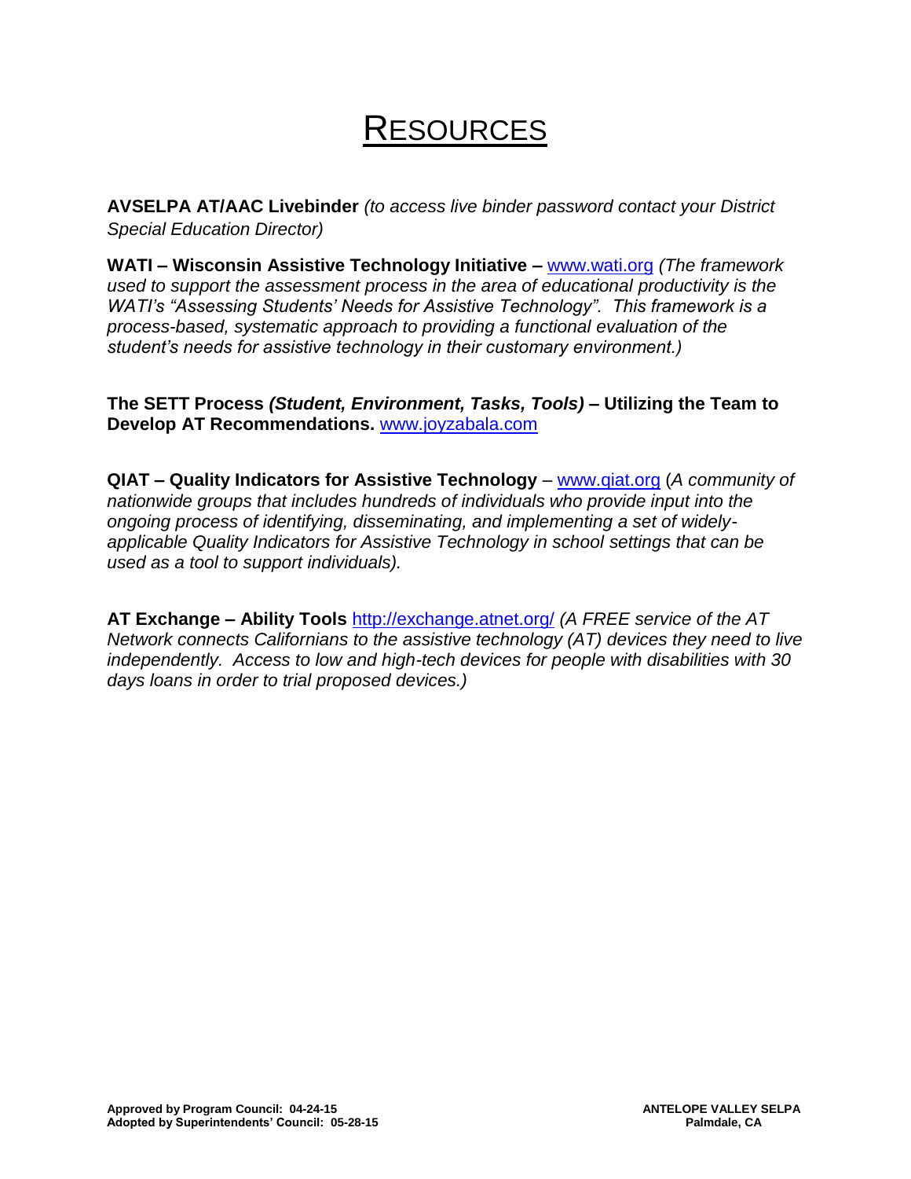# RESOURCES

**AVSELPA AT/AAC Livebinder** *(to access live binder password contact your District Special Education Director)*

**WATI – Wisconsin Assistive Technology Initiative –** [www.wati.org](http://www.wati.org) *(The framework used to support the assessment process in the area of educational productivity is the WATI's "Assessing Students' Needs for Assistive Technology". This framework is a process-based, systematic approach to providing a functional evaluation of the student's needs for assistive technology in their customary environment.)*

**The SETT Process *(Student, Environment, Tasks, Tools)* – Utilizing the Team to Develop AT Recommendations.** [www.joyzabala.com](http://www.joyzabala.com)

**QIAT – Quality Indicators for Assistive Technology** – [www.qiat.org](http://www.qiat.org) (*A community of nationwide groups that includes hundreds of individuals who provide input into the ongoing process of identifying, disseminating, and implementing a set of widely-applicable Quality Indicators for Assistive Technology in school settings that can be used as a tool to support individuals).*

**AT Exchange – Ability Tools** [http://exchange.atnet.org/](http://exchange.atnet.org/) *(A FREE service of the AT Network connects Californians to the assistive technology (AT) devices they need to live independently. Access to low and high-tech devices for people with disabilities with 30 days loans in order to trial proposed devices.)*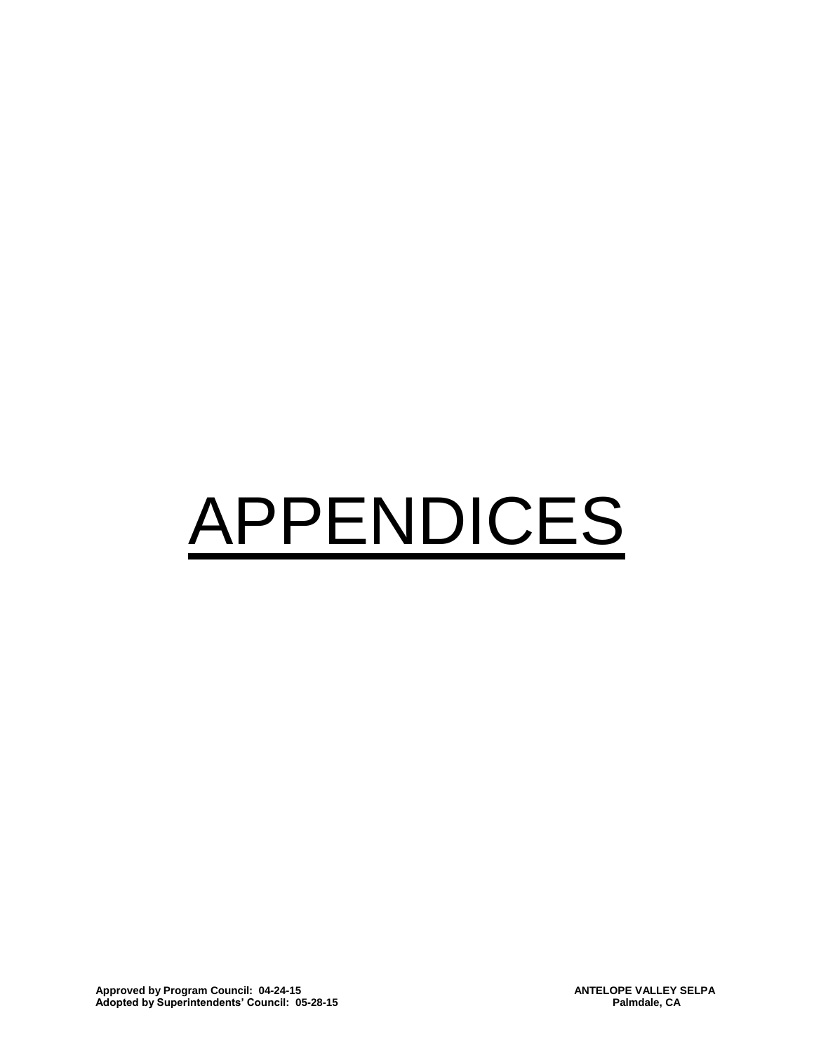# APPENDICES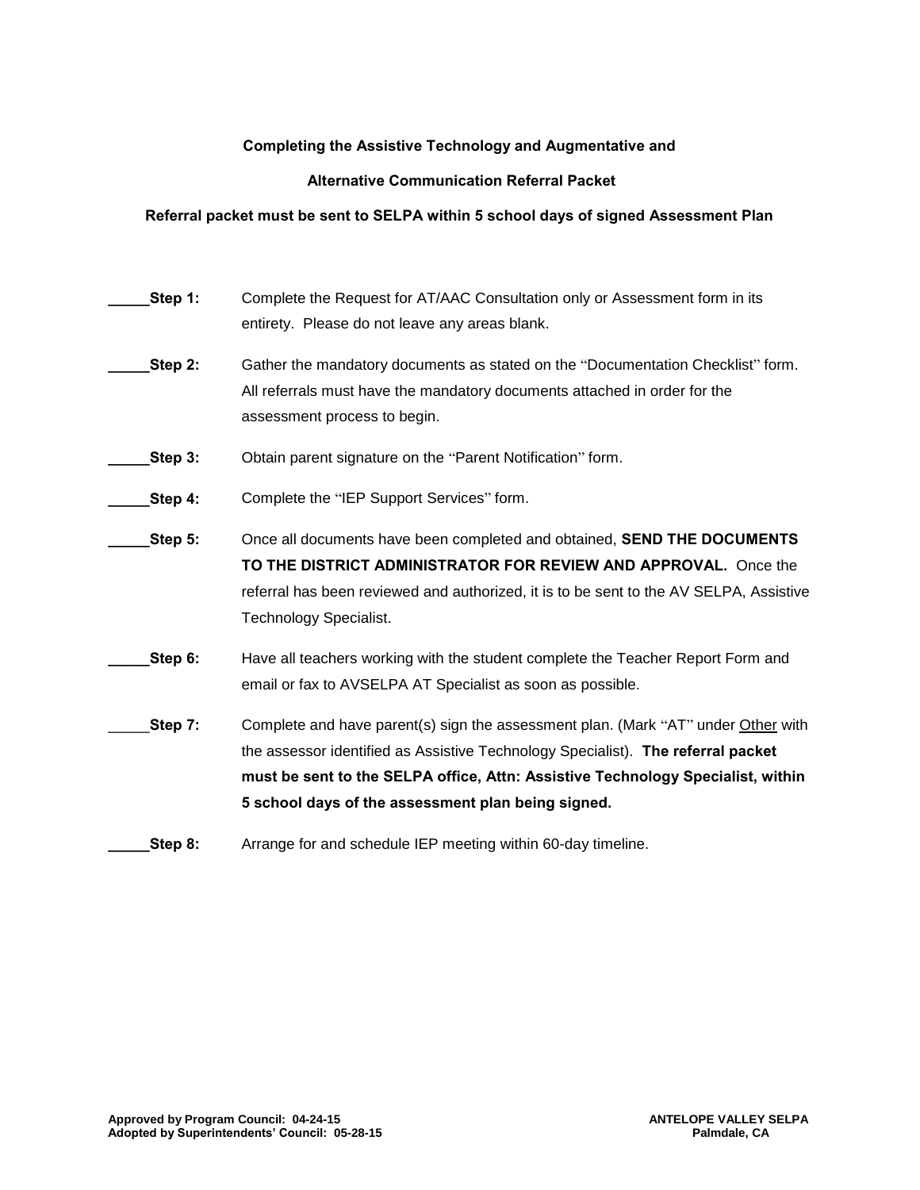**Completing the Assistive Technology and Augmentative and**

**Alternative Communication Referral Packet**

**Referral packet must be sent to SELPA within 5 school days of signed Assessment Plan**

_____**Step 1:** Complete the Request for AT/AAC Consultation only or Assessment form in its entirety. Please do not leave any areas blank.

_____**Step 2:** Gather the mandatory documents as stated on the "Documentation Checklist" form. All referrals must have the mandatory documents attached in order for the assessment process to begin.

_____**Step 3:** Obtain parent signature on the "Parent Notification" form.

_____**Step 4:** Complete the "IEP Support Services" form.

_____**Step 5:** Once all documents have been completed and obtained, **SEND THE DOCUMENTS TO THE DISTRICT ADMINISTRATOR FOR REVIEW AND APPROVAL.** Once the referral has been reviewed and authorized, it is to be sent to the AV SELPA, Assistive Technology Specialist.

_____**Step 6:** Have all teachers working with the student complete the Teacher Report Form and email or fax to AVSELPA AT Specialist as soon as possible.

_____**Step 7:** Complete and have parent(s) sign the assessment plan. (Mark "AT" under Other with the assessor identified as Assistive Technology Specialist). **The referral packet must be sent to the SELPA office, Attn: Assistive Technology Specialist, within 5 school days of the assessment plan being signed.**

_____**Step 8:** Arrange for and schedule IEP meeting within 60-day timeline.

**Approved by Program Council: 04-24-15**
**Adopted by Superintendents' Council: 05-28-15**

**ANTELOPE VALLEY SELPA**
**Palmdale, CA**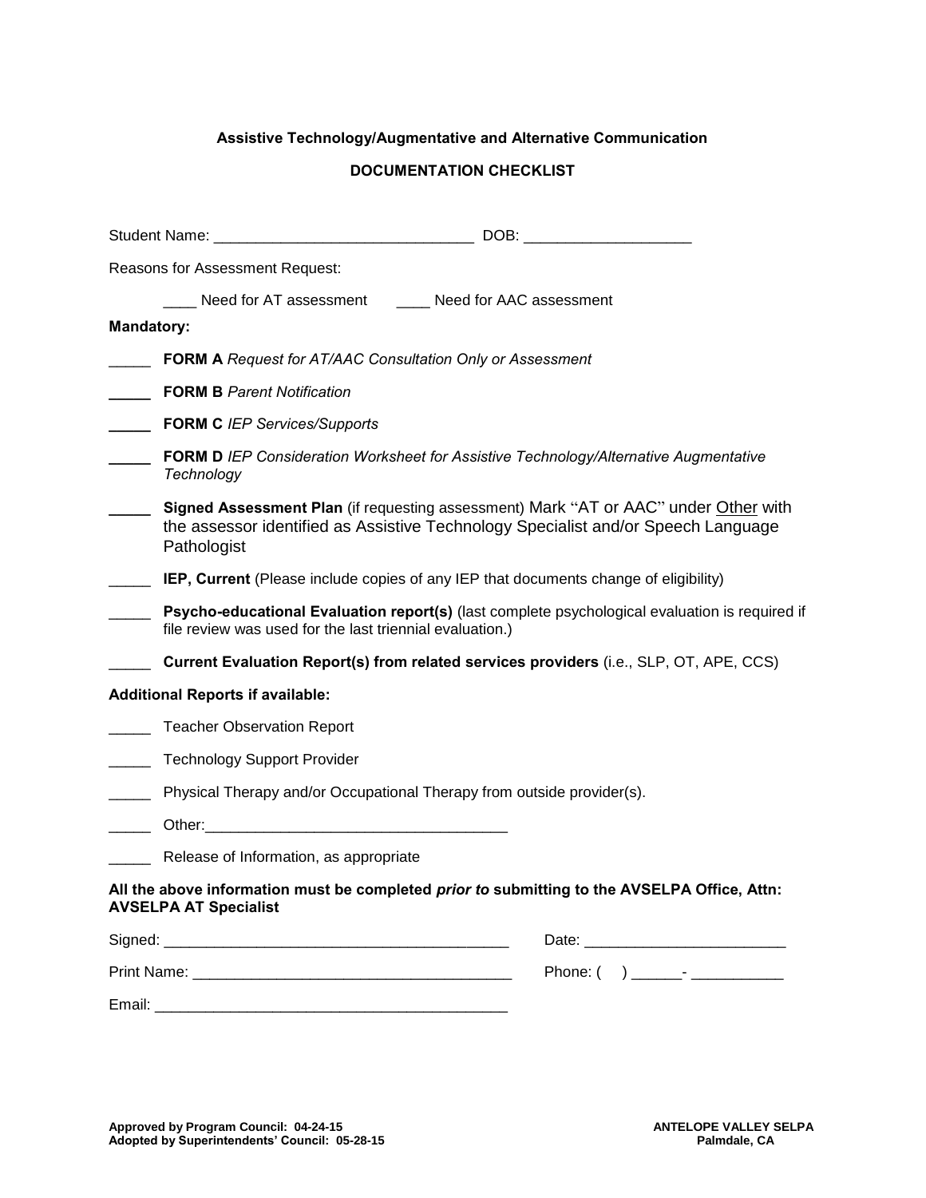**Assistive Technology/Augmentative and Alternative Communication**

**DOCUMENTATION CHECKLIST**

Student Name: ______________________________ DOB: ___________________

Reasons for Assessment Request:

____ Need for AT assessment ____ Need for AAC assessment

**Mandatory:**

_____ **FORM A** *Request for AT/AAC Consultation Only or Assessment*

_____ **FORM B** *Parent Notification*

_____ **FORM C** *IEP Services/Supports*

_____ **FORM D** *IEP Consideration Worksheet for Assistive Technology/Alternative Augmentative Technology*

_____ **Signed Assessment Plan** (if requesting assessment) Mark "AT or AAC" under Other with the assessor identified as Assistive Technology Specialist and/or Speech Language Pathologist

_____ **IEP, Current** (Please include copies of any IEP that documents change of eligibility)

_____ **Psycho-educational Evaluation report(s)** (last complete psychological evaluation is required if file review was used for the last triennial evaluation.)

_____ **Current Evaluation Report(s) from related services providers** (i.e., SLP, OT, APE, CCS)

**Additional Reports if available:**

_____ Teacher Observation Report

_____ Technology Support Provider

_____ Physical Therapy and/or Occupational Therapy from outside provider(s).

_____ Other:___________________________________

_____ Release of Information, as appropriate

**All the above information must be completed *prior to* submitting to the AVSELPA Office, Attn: AVSELPA AT Specialist**

Signed: ________________________________________ Date: _______________________

Print Name: _____________________________________ Phone: (    ) ______- ___________

Email: __________________________________________

**Approved by Program Council: 04-24-15**
**Adopted by Superintendents' Council: 05-28-15**

**ANTELOPE VALLEY SELPA**
**Palmdale, CA**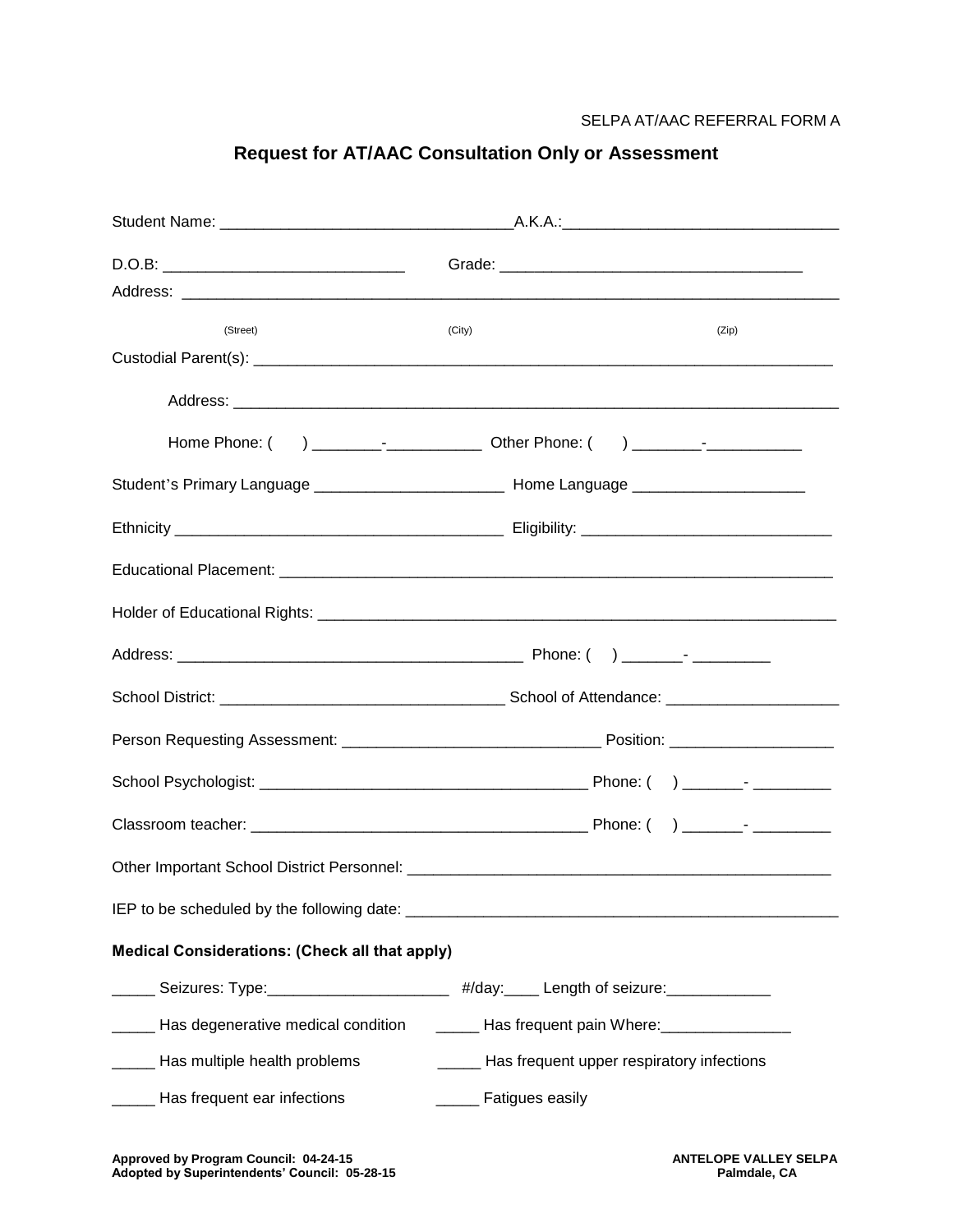SELPA AT/AAC REFERRAL FORM A

## Request for AT/AAC Consultation Only or Assessment

Student Name: ________________________________A.K.A.:_______________________________

D.O.B: ___________________________ Grade: __________________________________

Address: ______________________________________________________________________

(Street) (City) (Zip)

Custodial Parent(s): _____________________________________________________________

Address: ____________________________________________________________________

Home Phone: ( ) ________-___________ Other Phone: ( ) ________-___________

Student's Primary Language _____________________ Home Language ___________________

Ethnicity _____________________________________ Eligibility: ____________________________

Educational Placement: __________________________________________________________

Holder of Educational Rights: ______________________________________________________

Address: _______________________________________ Phone: ( ) _______- _________

School District: ________________________________ School of Attendance: ___________________

Person Requesting Assessment: _____________________________ Position: __________________

School Psychologist: _____________________________________ Phone: ( ) _______- _________

Classroom teacher: _______________________________________ Phone: ( ) _______- _________

Other Important School District Personnel: ______________________________________________

IEP to be scheduled by the following date: ______________________________________________

**Medical Considerations: (Check all that apply)**

_____ Seizures: Type:_____________________ #/day:____ Length of seizure:____________

_____ Has degenerative medical condition _____ Has frequent pain Where:_______________

_____ Has multiple health problems _____ Has frequent upper respiratory infections

_____ Has frequent ear infections _____ Fatigues easily

**Approved by Program Council: 04-24-15**
**Adopted by Superintendents' Council: 05-28-15**

**ANTELOPE VALLEY SELPA**
**Palmdale, CA**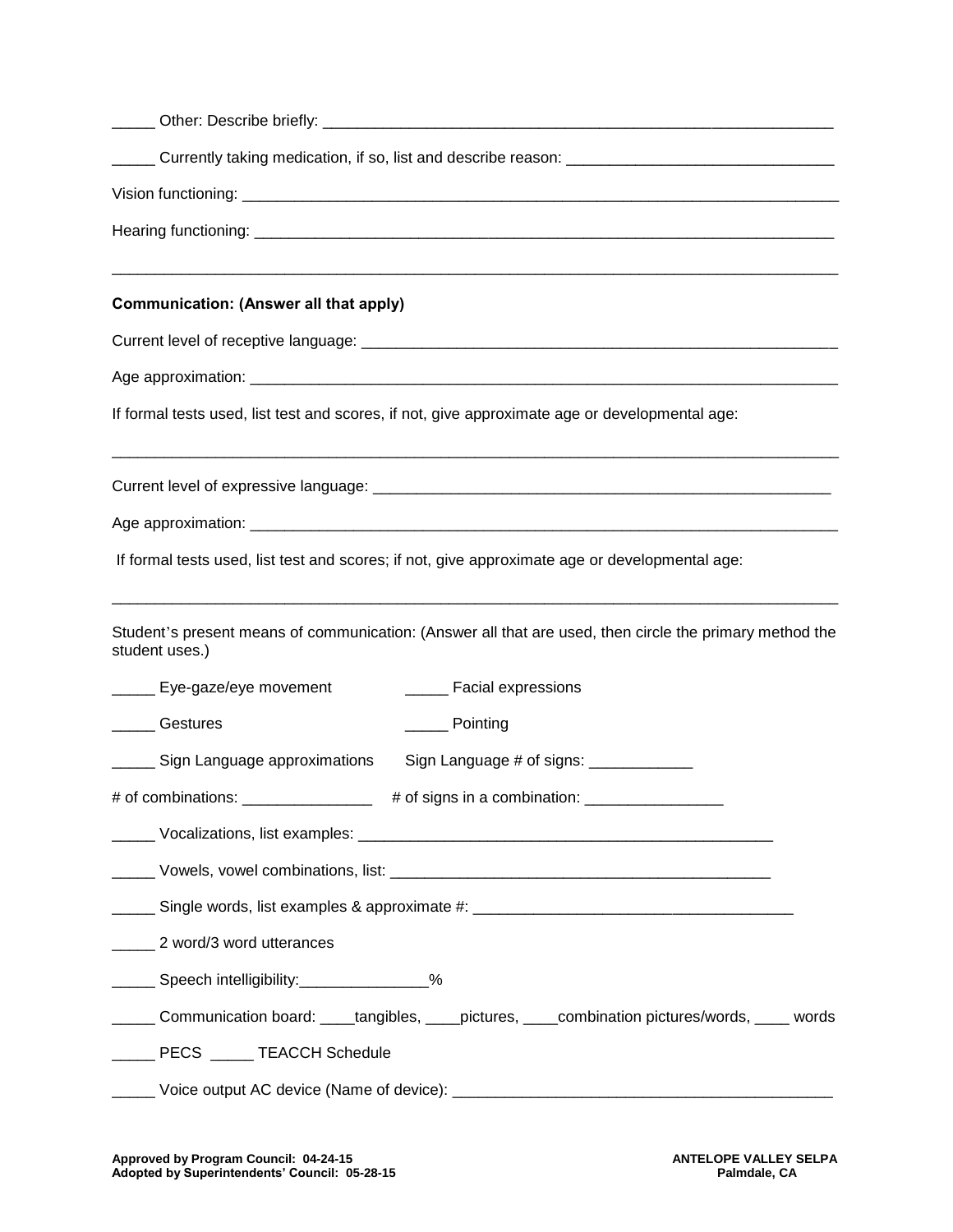_____ Other: Describe briefly: ___________________________________________________________

_____ Currently taking medication, if so, list and describe reason: _______________________________

Vision functioning: _______________________________________________________________________

Hearing functioning: ______________________________________________________________________

___________________________________________________________________________________

**Communication: (Answer all that apply)**

Current level of receptive language: ________________________________________________________

Age approximation: ________________________________________________________________________

If formal tests used, list test and scores, if not, give approximate age or developmental age:

___________________________________________________________________________________

Current level of expressive language: _______________________________________________________

Age approximation: ________________________________________________________________________

If formal tests used, list test and scores; if not, give approximate age or developmental age:

___________________________________________________________________________________

Student's present means of communication: (Answer all that are used, then circle the primary method the student uses.)

_____ Eye-gaze/eye movement

_____ Facial expressions

_____ Gestures

_____ Pointing

_____ Sign Language approximations

Sign Language # of signs: ____________

# of combinations: _______________

# of signs in a combination: ________________

_____ Vocalizations, list examples: _________________________________________________

_____ Vowels, vowel combinations, list: _____________________________________________

_____ Single words, list examples & approximate #: ______________________________________

_____ 2 word/3 word utterances

_____ Speech intelligibility:_______________%

_____ Communication board: ____tangibles, ____pictures, ____combination pictures/words, ____ words

_____ PECS _____ TEACCH Schedule

_____ Voice output AC device (Name of device): ______________________________________________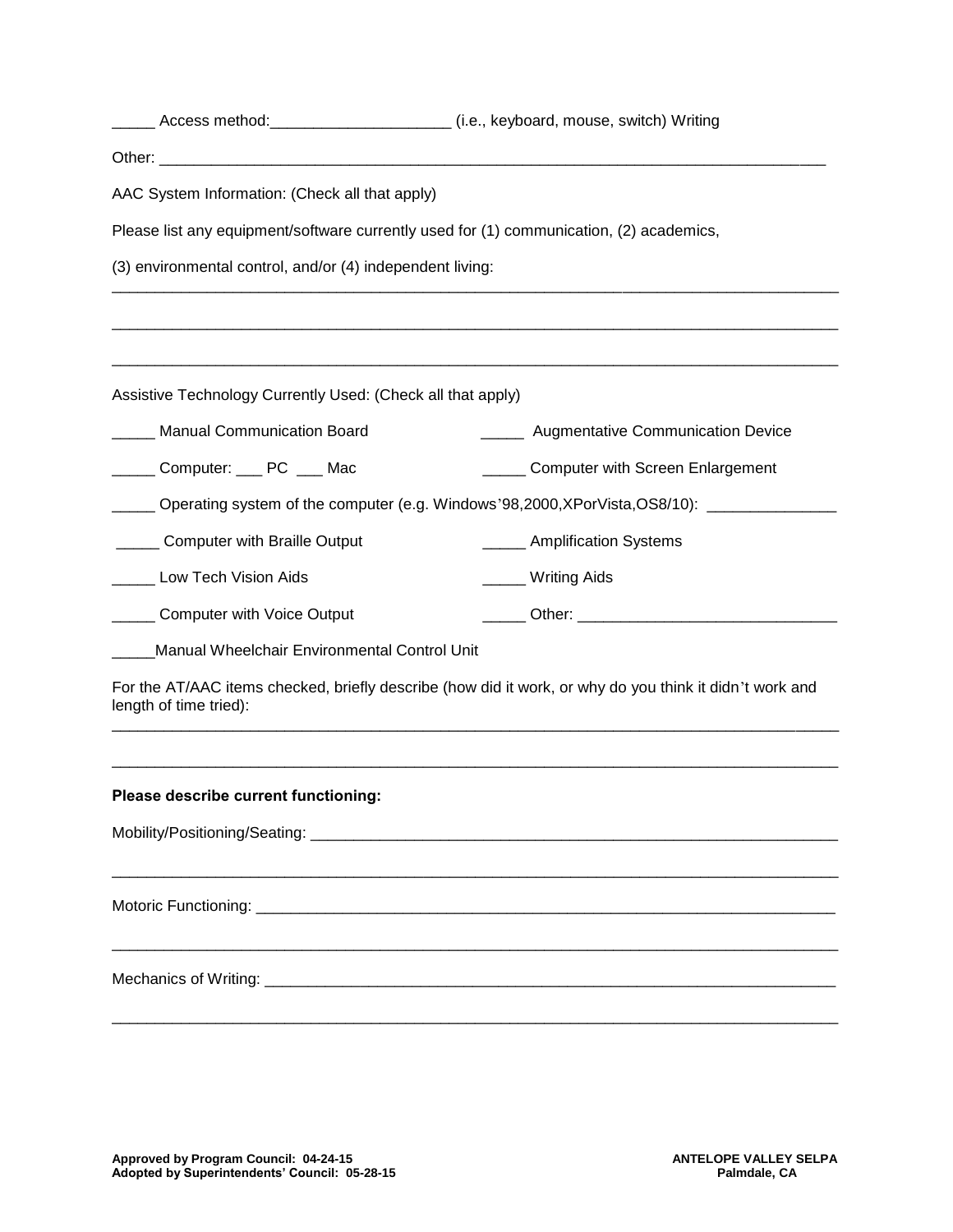_____ Access method:____________________ (i.e., keyboard, mouse, switch) Writing

Other: ______________________________________________________________________________

AAC System Information: (Check all that apply)

Please list any equipment/software currently used for (1) communication, (2) academics,

(3) environmental control, and/or (4) independent living:
___________________________________________________________________________________

___________________________________________________________________________________

___________________________________________________________________________________

Assistive Technology Currently Used: (Check all that apply)

_____ Manual Communication Board

_____ Augmentative Communication Device

_____ Computer: ___ PC ___ Mac

_____ Computer with Screen Enlargement

_____ Operating system of the computer (e.g. Windows'98,2000,XPorVista,OS8/10): ______________

_____ Computer with Braille Output

_____ Amplification Systems

_____ Low Tech Vision Aids

_____ Writing Aids

_____ Computer with Voice Output

_____ Other: _____________________________

_____Manual Wheelchair Environmental Control Unit

For the AT/AAC items checked, briefly describe (how did it work, or why do you think it didn't work and length of time tried):
___________________________________________________________________________________

___________________________________________________________________________________

**Please describe current functioning:**

Mobility/Positioning/Seating: _______________________________________________________________

___________________________________________________________________________________

Motoric Functioning: _____________________________________________________________________

___________________________________________________________________________________

Mechanics of Writing: ____________________________________________________________________

___________________________________________________________________________________

**Approved by Program Council: 04-24-15**
**Adopted by Superintendents' Council: 05-28-15**

**ANTELOPE VALLEY SELPA**
**Palmdale, CA**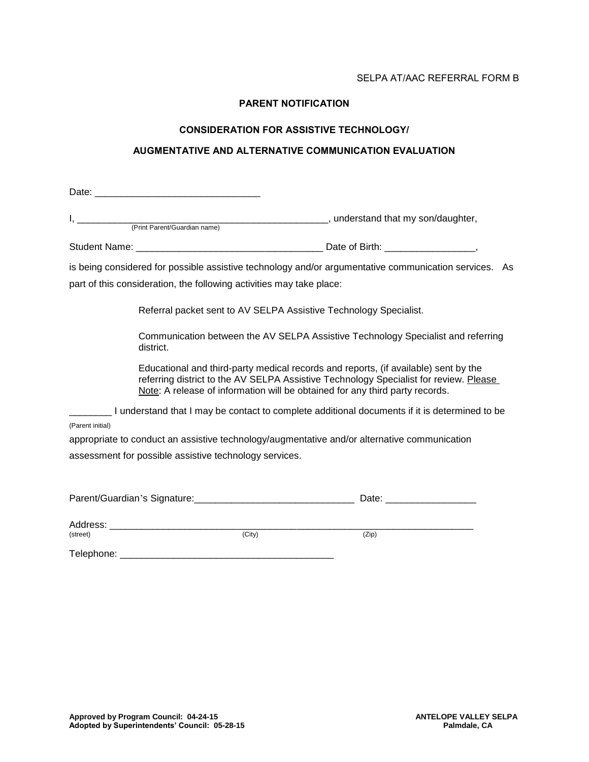SELPA AT/AAC REFERRAL FORM B

## PARENT NOTIFICATION

### CONSIDERATION FOR ASSISTIVE TECHNOLOGY/

### AUGMENTATIVE AND ALTERNATIVE COMMUNICATION EVALUATION

Date: ______________________________

I, _____________________________________________, understand that my son/daughter,
(Print Parent/Guardian name)

Student Name: __________________________________ Date of Birth: ________________,

is being considered for possible assistive technology and/or argumentative communication services. As part of this consideration, the following activities may take place:

Referral packet sent to AV SELPA Assistive Technology Specialist.

Communication between the AV SELPA Assistive Technology Specialist and referring district.

Educational and third-party medical records and reports, (if available) sent by the referring district to the AV SELPA Assistive Technology Specialist for review. <u>Please Note</u>: A release of information will be obtained for any third party records.

________ I understand that I may be contact to complete additional documents if it is determined to be
(Parent initial)
appropriate to conduct an assistive technology/augmentative and/or alternative communication assessment for possible assistive technology services.

Parent/Guardian's Signature:_____________________________ Date: ________________

Address: ____________________________________________________________________
(street) (City) (Zip)

Telephone: ________________________________________

**Approved by Program Council: 04-24-15**
**Adopted by Superintendents' Council: 05-28-15**

**ANTELOPE VALLEY SELPA**
**Palmdale, CA**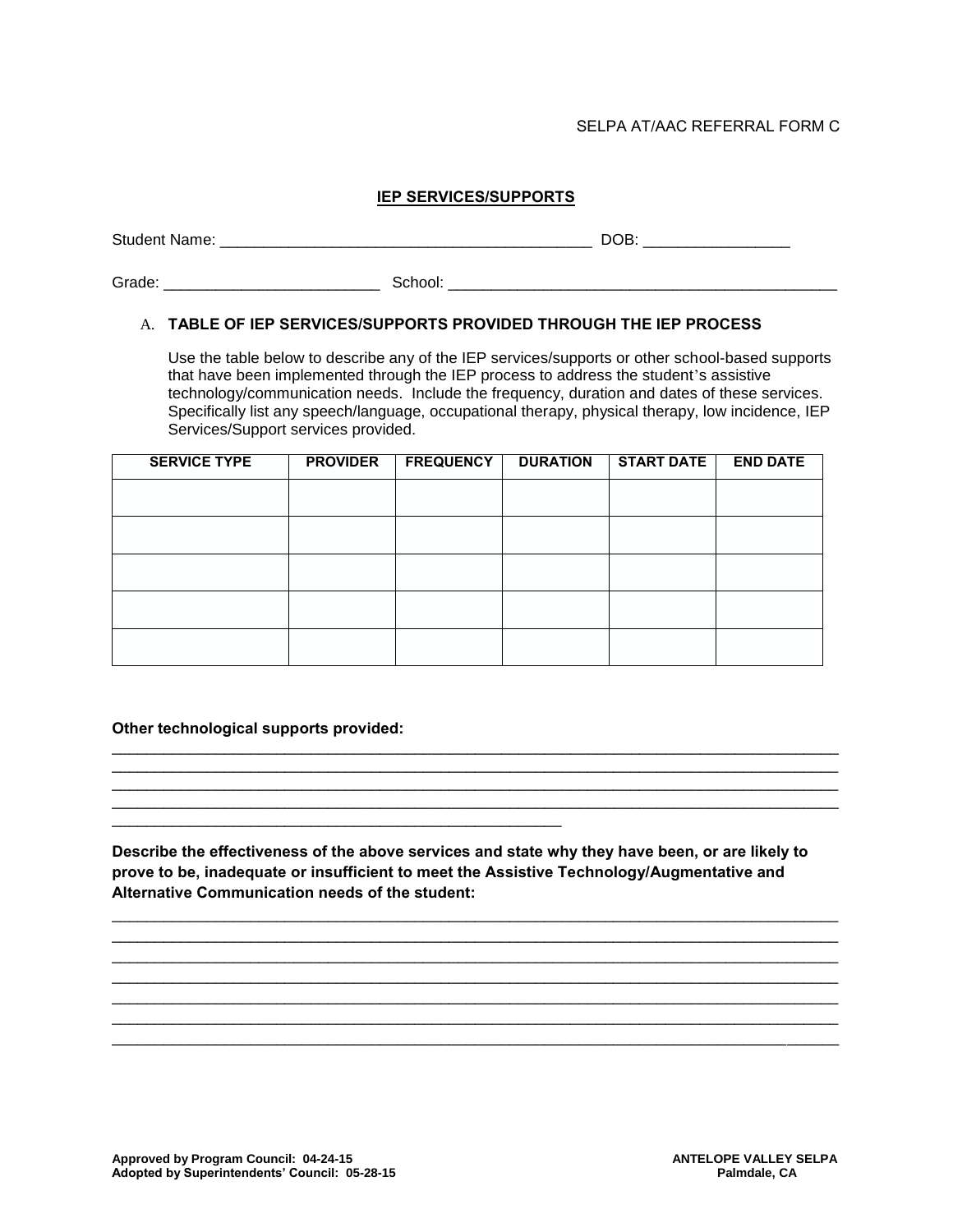SELPA AT/AAC REFERRAL FORM C

## IEP SERVICES/SUPPORTS

Student Name: ___________________________________________ DOB: ________________

Grade: _________________________ School: ____________________________________________

### A. TABLE OF IEP SERVICES/SUPPORTS PROVIDED THROUGH THE IEP PROCESS

Use the table below to describe any of the IEP services/supports or other school-based supports that have been implemented through the IEP process to address the student's assistive technology/communication needs. Include the frequency, duration and dates of these services. Specifically list any speech/language, occupational therapy, physical therapy, low incidence, IEP Services/Support services provided.

| SERVICE TYPE | PROVIDER | FREQUENCY | DURATION | START DATE | END DATE |
|---|---|---|---|---|---|
| | | | | | |
| | | | | | |
| | | | | | |
| | | | | | |
| | | | | | |

**Other technological supports provided:**

_____________________________________________________________________________________
_____________________________________________________________________________________
_____________________________________________________________________________________
_____________________________________________________________________________________
_____________________________________________________

**Describe the effectiveness of the above services and state why they have been, or are likely to prove to be, inadequate or insufficient to meet the Assistive Technology/Augmentative and Alternative Communication needs of the student:**

_____________________________________________________________________________________
_____________________________________________________________________________________
_____________________________________________________________________________________
_____________________________________________________________________________________
_____________________________________________________________________________________
_____________________________________________________________________________________
_____________________________________________________________________________________

**Approved by Program Council: 04-24-15**
**Adopted by Superintendents' Council: 05-28-15**

**ANTELOPE VALLEY SELPA**
**Palmdale, CA**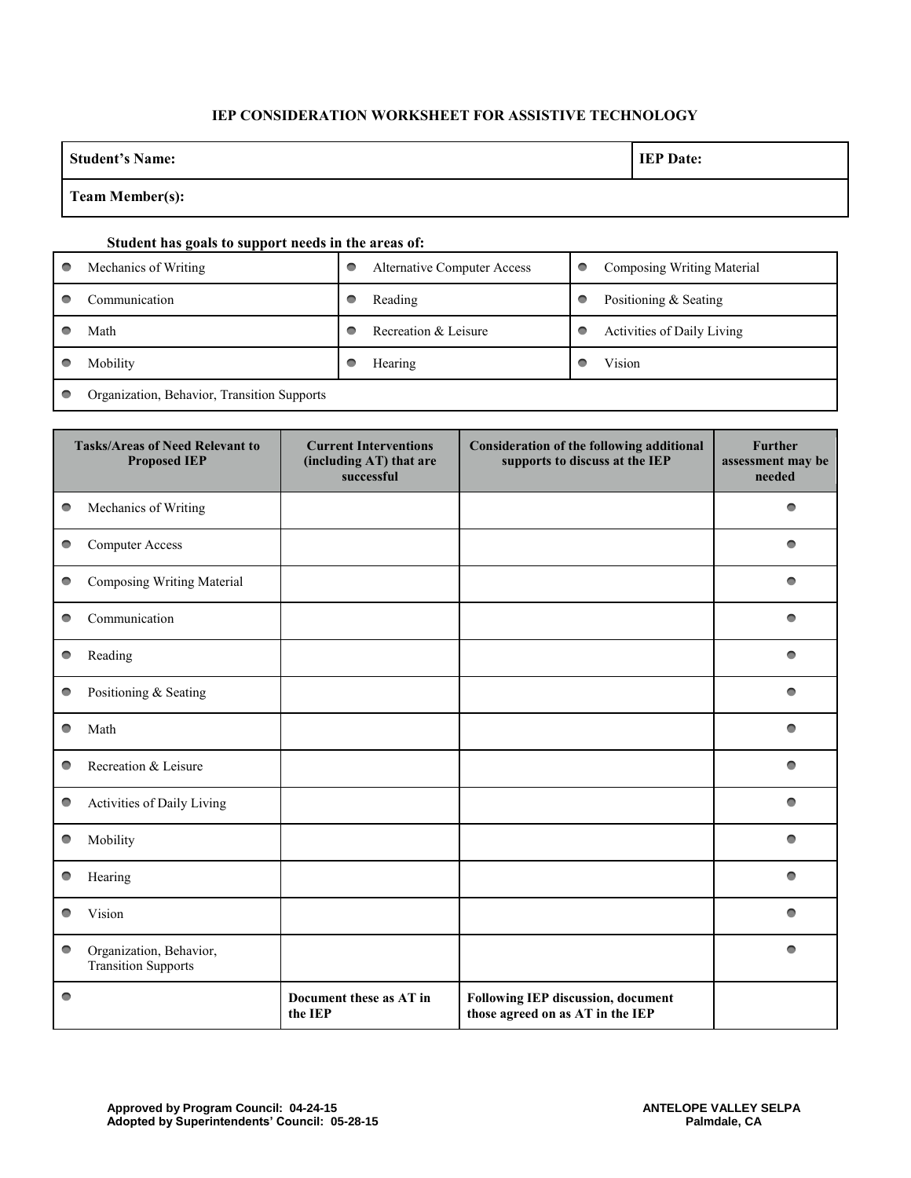## IEP CONSIDERATION WORKSHEET FOR ASSISTIVE TECHNOLOGY

| **Student's Name:** | **IEP Date:** |
|---|---|
| **Team Member(s):** | |

**Student has goals to support needs in the areas of:**

| | | |
|---|---|---|
| ○ Mechanics of Writing | ○ Alternative Computer Access | ○ Composing Writing Material |
| ○ Communication | ○ Reading | ○ Positioning & Seating |
| ○ Math | ○ Recreation & Leisure | ○ Activities of Daily Living |
| ○ Mobility | ○ Hearing | ○ Vision |
| ○ Organization, Behavior, Transition Supports | | |

| Tasks/Areas of Need Relevant to Proposed IEP | Current Interventions (including AT) that are successful | Consideration of the following additional supports to discuss at the IEP | Further assessment may be needed |
|---|---|---|---|
| ○ Mechanics of Writing | | | ○ |
| ○ Computer Access | | | ○ |
| ○ Composing Writing Material | | | ○ |
| ○ Communication | | | ○ |
| ○ Reading | | | ○ |
| ○ Positioning & Seating | | | ○ |
| ○ Math | | | ○ |
| ○ Recreation & Leisure | | | ○ |
| ○ Activities of Daily Living | | | ○ |
| ○ Mobility | | | ○ |
| ○ Hearing | | | ○ |
| ○ Vision | | | ○ |
| ○ Organization, Behavior, Transition Supports | | | ○ |
| ○ | **Document these as AT in the IEP** | **Following IEP discussion, document those agreed on as AT in the IEP** | |

**Approved by Program Council: 04-24-15**
**Adopted by Superintendents' Council: 05-28-15**

**ANTELOPE VALLEY SELPA**
**Palmdale, CA**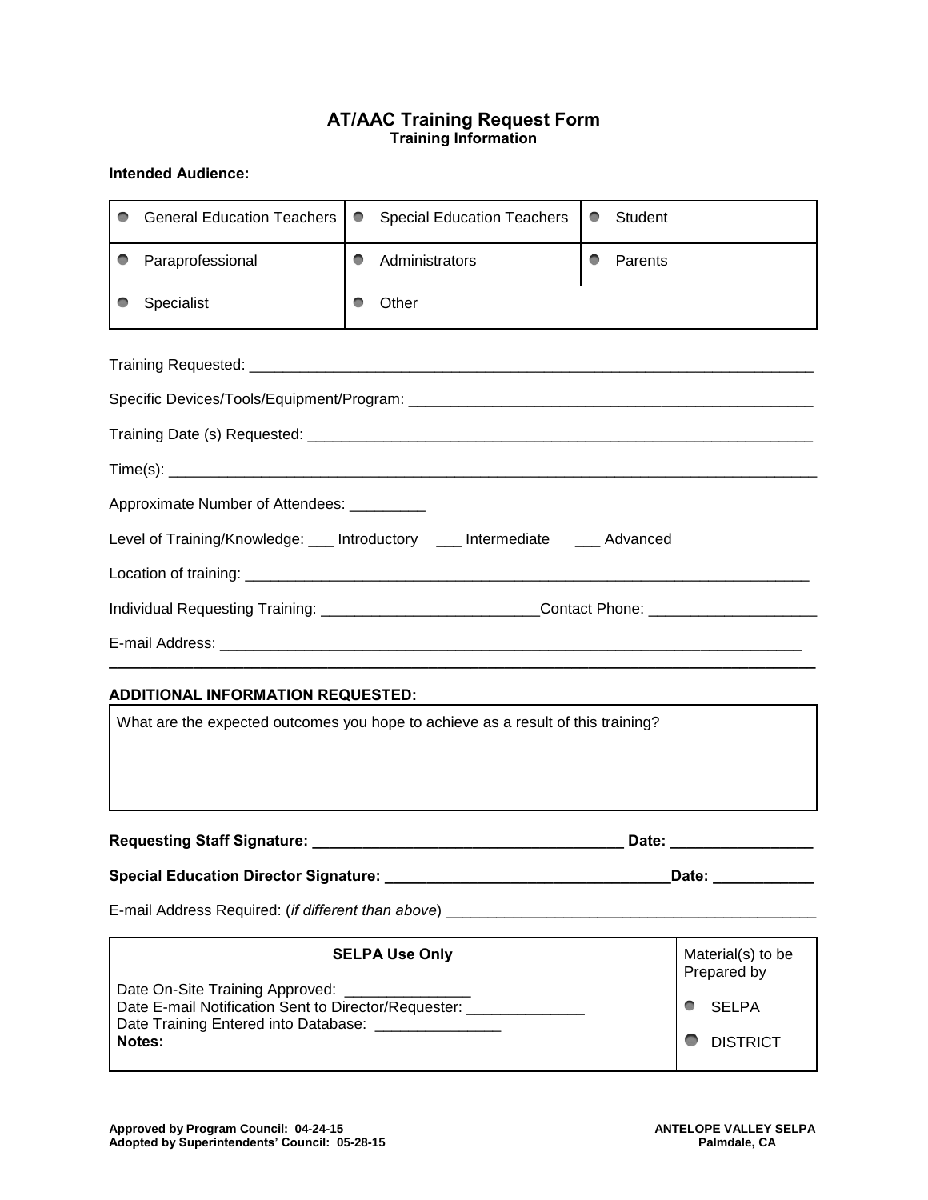# AT/AAC Training Request Form

**Training Information**

**Intended Audience:**

| | | |
|---|---|---|
| ○ General Education Teachers | ○ Special Education Teachers | ○ Student |
| ○ Paraprofessional | ○ Administrators | ○ Parents |
| ○ Specialist | ○ Other | |

Training Requested: ___________________________________________________________________

Specific Devices/Tools/Equipment/Program: _____________________________________________

Training Date (s) Requested: ________________________________________________________

Time(s): ___________________________________________________________________________

Approximate Number of Attendees: _________

Level of Training/Knowledge: ___ Introductory ___ Intermediate ___ Advanced

Location of training: ______________________________________________________________

Individual Requesting Training: __________________________Contact Phone: ____________________

E-mail Address: ___________________________________________________________________

---

**ADDITIONAL INFORMATION REQUESTED:**

| What are the expected outcomes you hope to achieve as a result of this training? |
|---|
| |

**Requesting Staff Signature: _____________________________________ Date: ________________**

**Special Education Director Signature: _________________________________Date: ____________**

E-mail Address Required: (*if different than above*) ____________________________________________

| SELPA Use Only | Material(s) to be Prepared by |
|---|---|
| Date On-Site Training Approved: _______________<br>Date E-mail Notification Sent to Director/Requester: ______________<br>Date Training Entered into Database: _______________<br>**Notes:** | ○ SELPA<br>○ DISTRICT |

**Approved by Program Council: 04-24-15**
**Adopted by Superintendents' Council: 05-28-15**

**ANTELOPE VALLEY SELPA**
**Palmdale, CA**